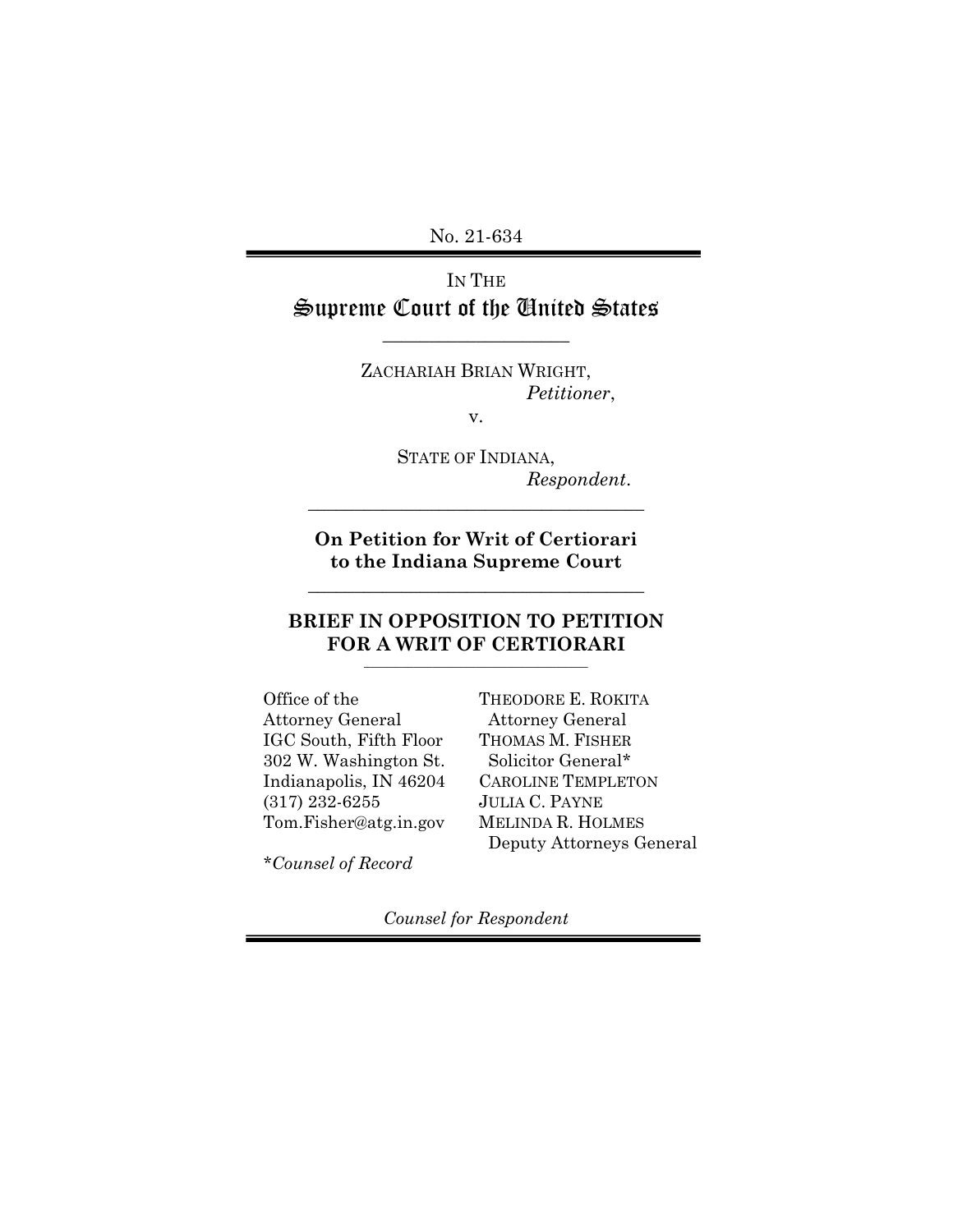No. 21-634

IN THE

# Supreme Court of the United States

---

ZACHARIAH BRIAN WRIGHT,
*Petitioner*,

v.

STATE OF INDIANA,
*Respondent*.

---

**On Petition for Writ of Certiorari to the Indiana Supreme Court**

---

## BRIEF IN OPPOSITION TO PETITION FOR A WRIT OF CERTIORARI

---

Office of the Attorney General
IGC South, Fifth Floor
302 W. Washington St.
Indianapolis, IN 46204
(317) 232-6255
Tom.Fisher@atg.in.gov

*\*Counsel of Record*

THEODORE E. ROKITA
Attorney General
THOMAS M. FISHER
Solicitor General*
CAROLINE TEMPLETON
JULIA C. PAYNE
MELINDA R. HOLMES
Deputy Attorneys General

*Counsel for Respondent*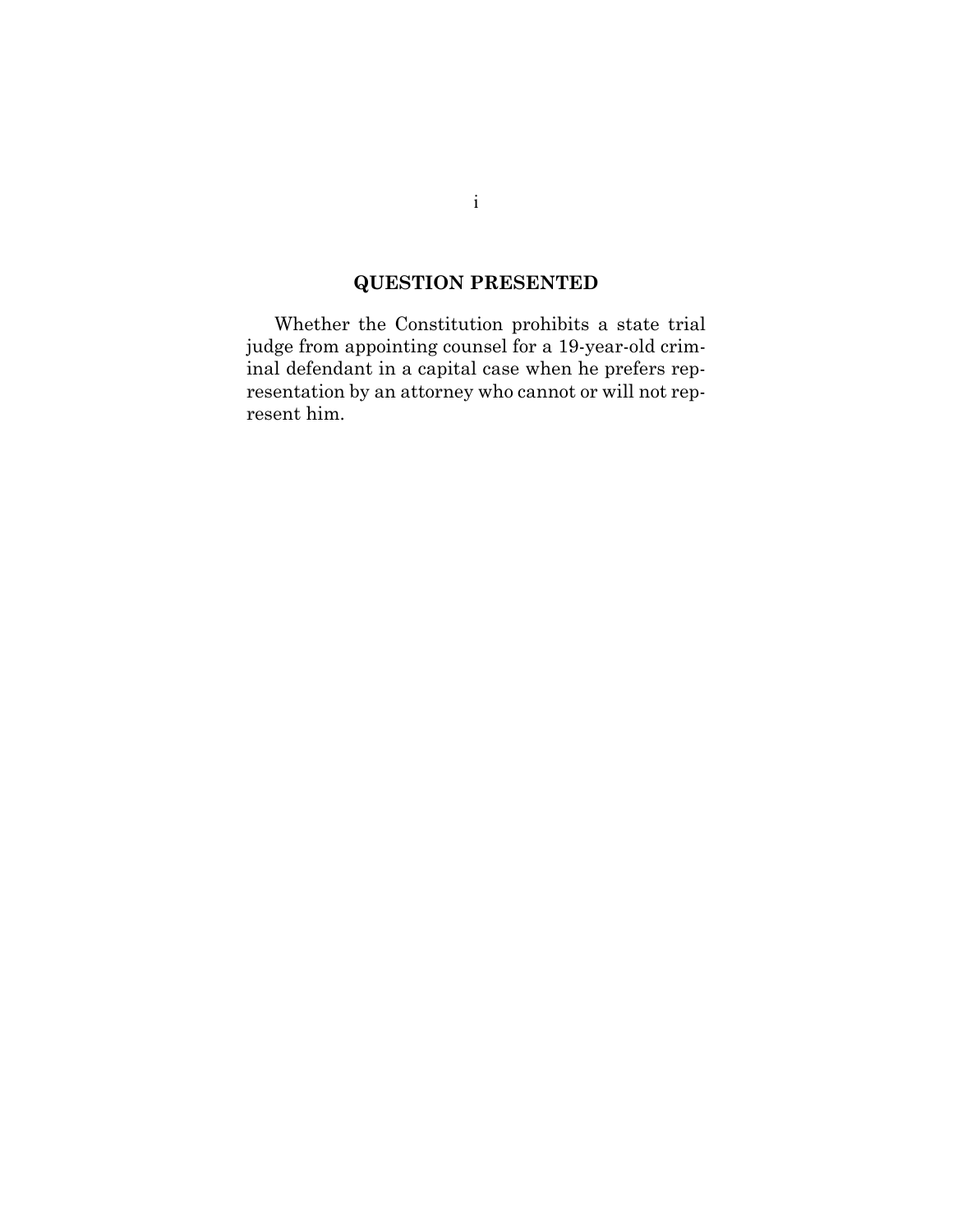## QUESTION PRESENTED

Whether the Constitution prohibits a state trial judge from appointing counsel for a 19-year-old criminal defendant in a capital case when he prefers representation by an attorney who cannot or will not represent him.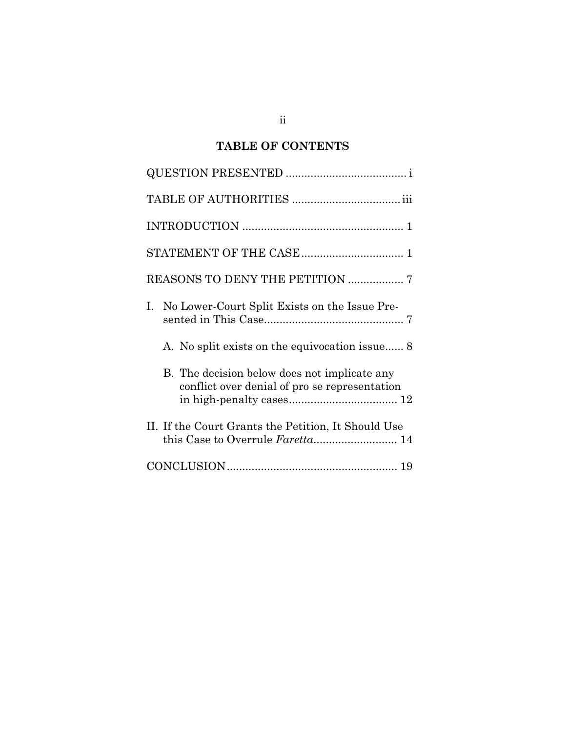## TABLE OF CONTENTS

QUESTION PRESENTED ....................................... i

TABLE OF AUTHORITIES ................................... iii

INTRODUCTION .................................................... 1

STATEMENT OF THE CASE ................................. 1

REASONS TO DENY THE PETITION .................. 7

I. No Lower-Court Split Exists on the Issue Presented in This Case............................................. 7

   A. No split exists on the equivocation issue...... 8

   B. The decision below does not implicate any conflict over denial of pro se representation in high-penalty cases................................... 12

II. If the Court Grants the Petition, It Should Use this Case to Overrule *Faretta*........................... 14

CONCLUSION....................................................... 19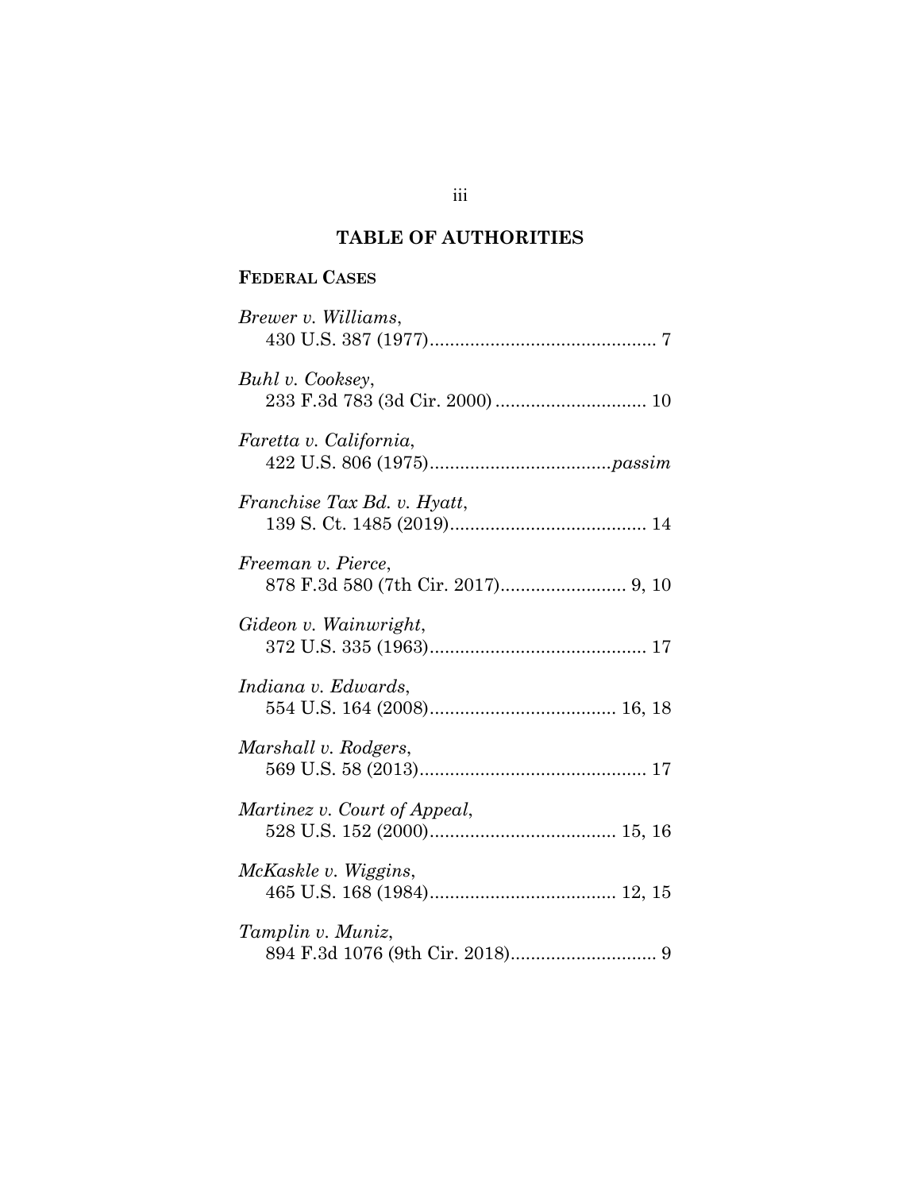# TABLE OF AUTHORITIES

## FEDERAL CASES

*Brewer v. Williams*,
430 U.S. 387 (1977)............................................. 7

*Buhl v. Cooksey*,
233 F.3d 783 (3d Cir. 2000) .............................. 10

*Faretta v. California*,
422 U.S. 806 (1975)....................................*passim*

*Franchise Tax Bd. v. Hyatt*,
139 S. Ct. 1485 (2019)....................................... 14

*Freeman v. Pierce*,
878 F.3d 580 (7th Cir. 2017)......................... 9, 10

*Gideon v. Wainwright*,
372 U.S. 335 (1963)........................................... 17

*Indiana v. Edwards*,
554 U.S. 164 (2008)..................................... 16, 18

*Marshall v. Rodgers*,
569 U.S. 58 (2013)............................................. 17

*Martinez v. Court of Appeal*,
528 U.S. 152 (2000)..................................... 15, 16

*McKaskle v. Wiggins*,
465 U.S. 168 (1984)..................................... 12, 15

*Tamplin v. Muniz*,
894 F.3d 1076 (9th Cir. 2018)............................. 9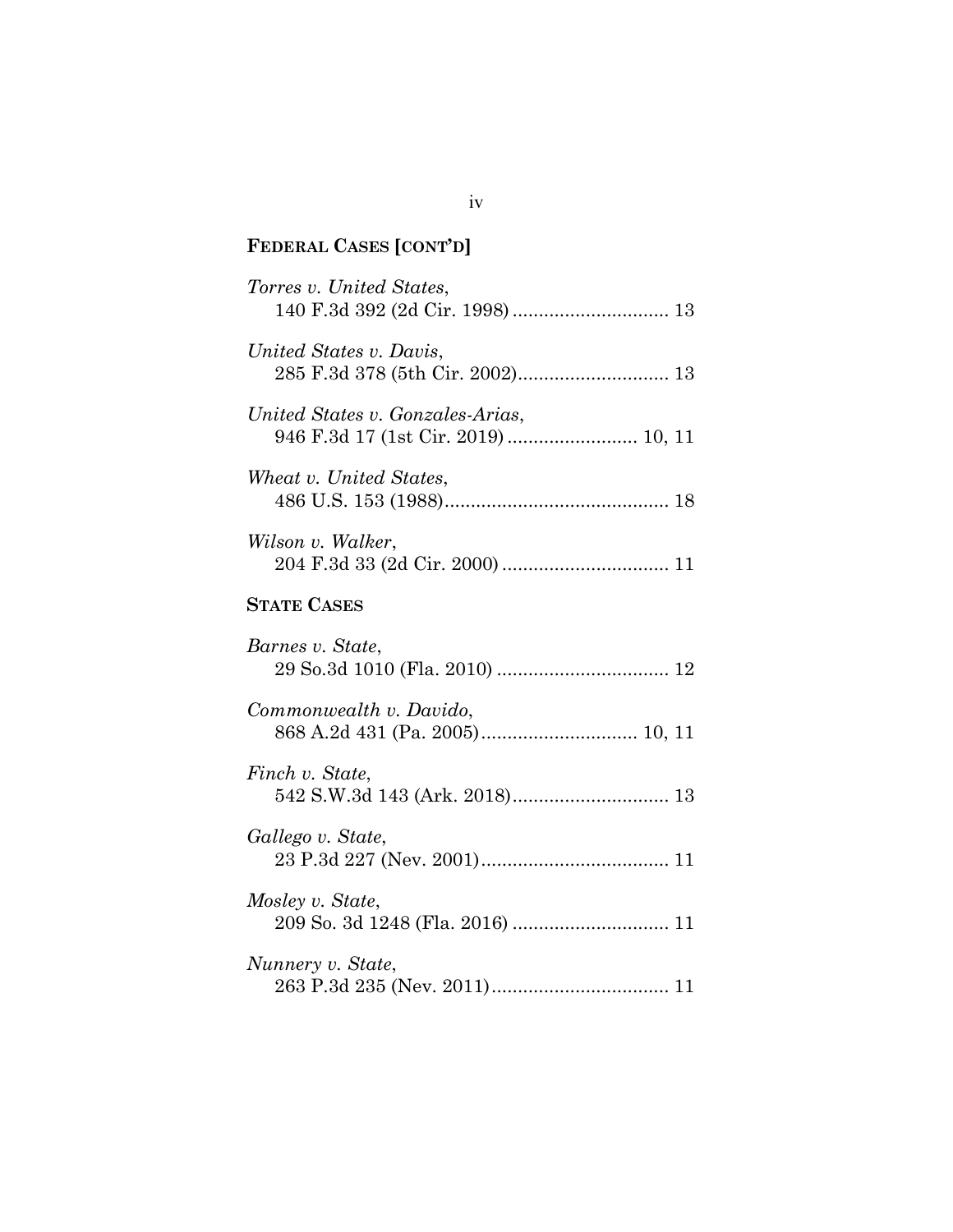**FEDERAL CASES [CONT'D]**

*Torres v. United States*,
140 F.3d 392 (2d Cir. 1998) .............................. 13

*United States v. Davis*,
285 F.3d 378 (5th Cir. 2002)............................. 13

*United States v. Gonzales-Arias*,
946 F.3d 17 (1st Cir. 2019) ........................ 10, 11

*Wheat v. United States*,
486 U.S. 153 (1988)........................................... 18

*Wilson v. Walker*,
204 F.3d 33 (2d Cir. 2000) ................................ 11

**STATE CASES**

*Barnes v. State*,
29 So.3d 1010 (Fla. 2010) ................................. 12

*Commonwealth v. Davido*,
868 A.2d 431 (Pa. 2005).............................. 10, 11

*Finch v. State*,
542 S.W.3d 143 (Ark. 2018).............................. 13

*Gallego v. State*,
23 P.3d 227 (Nev. 2001).................................... 11

*Mosley v. State*,
209 So. 3d 1248 (Fla. 2016) .............................. 11

*Nunnery v. State*,
263 P.3d 235 (Nev. 2011).................................. 11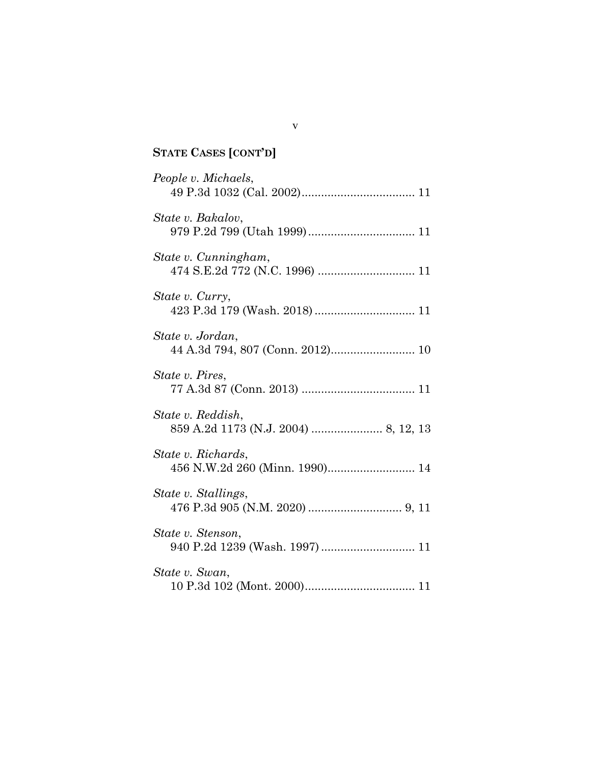## STATE CASES [CONT'D]

*People v. Michaels*,
49 P.3d 1032 (Cal. 2002) .................................. 11

*State v. Bakalov*,
979 P.2d 799 (Utah 1999) ................................ 11

*State v. Cunningham*,
474 S.E.2d 772 (N.C. 1996) ............................. 11

*State v. Curry*,
423 P.3d 179 (Wash. 2018) .............................. 11

*State v. Jordan*,
44 A.3d 794, 807 (Conn. 2012) ......................... 10

*State v. Pires*,
77 A.3d 87 (Conn. 2013) .................................. 11

*State v. Reddish*,
859 A.2d 1173 (N.J. 2004) ..................... 8, 12, 13

*State v. Richards*,
456 N.W.2d 260 (Minn. 1990) .......................... 14

*State v. Stallings*,
476 P.3d 905 (N.M. 2020) ............................ 9, 11

*State v. Stenson*,
940 P.2d 1239 (Wash. 1997) ............................ 11

*State v. Swan*,
10 P.3d 102 (Mont. 2000) ................................. 11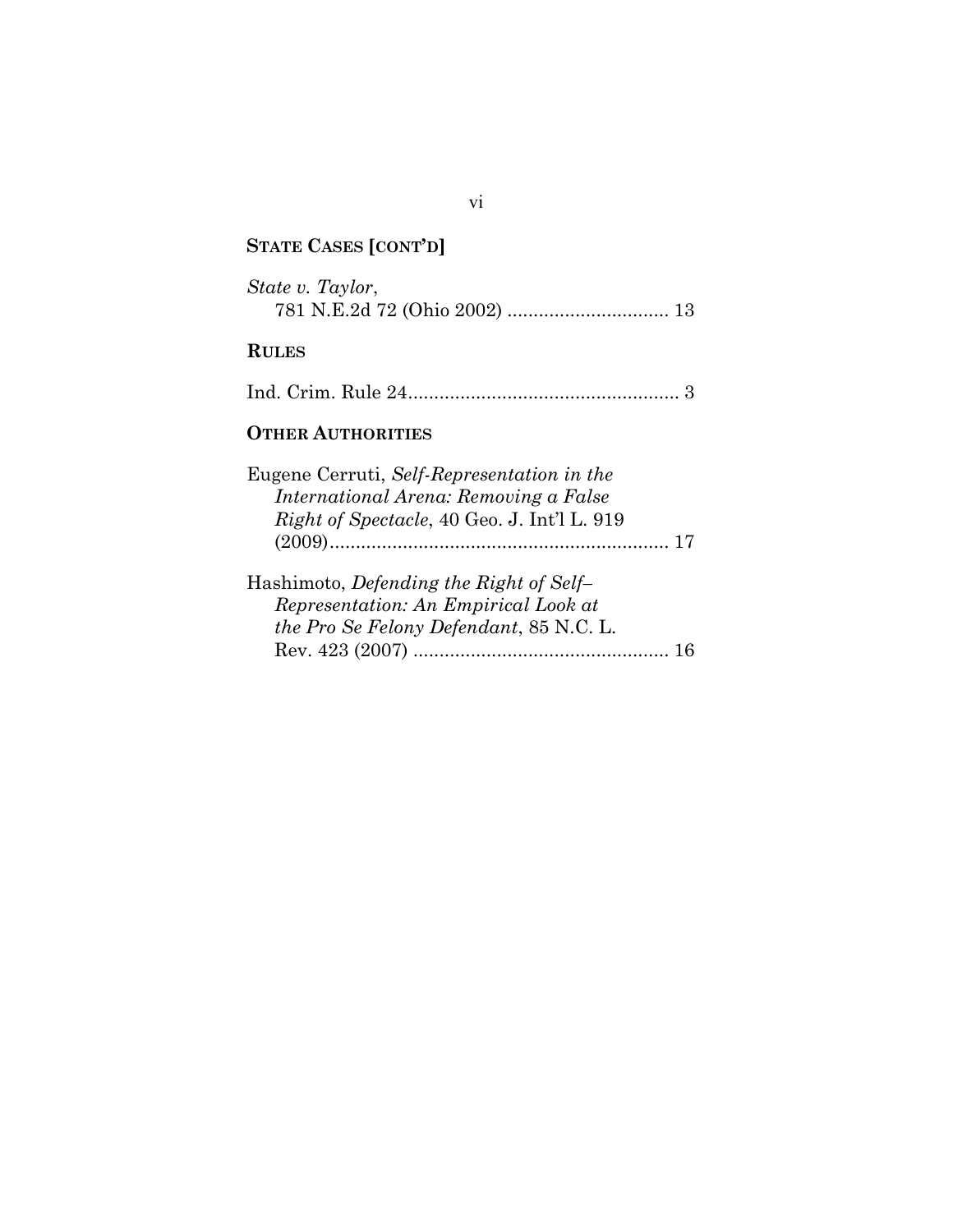## STATE CASES [CONT'D]

*State v. Taylor*,
781 N.E.2d 72 (Ohio 2002) ............................... 13

## RULES

Ind. Crim. Rule 24.................................................... 3

## OTHER AUTHORITIES

Eugene Cerruti, *Self-Representation in the International Arena: Removing a False Right of Spectacle*, 40 Geo. J. Int'l L. 919 (2009)................................................................. 17

Hashimoto, *Defending the Right of Self–Representation: An Empirical Look at the Pro Se Felony Defendant*, 85 N.C. L. Rev. 423 (2007) ................................................. 16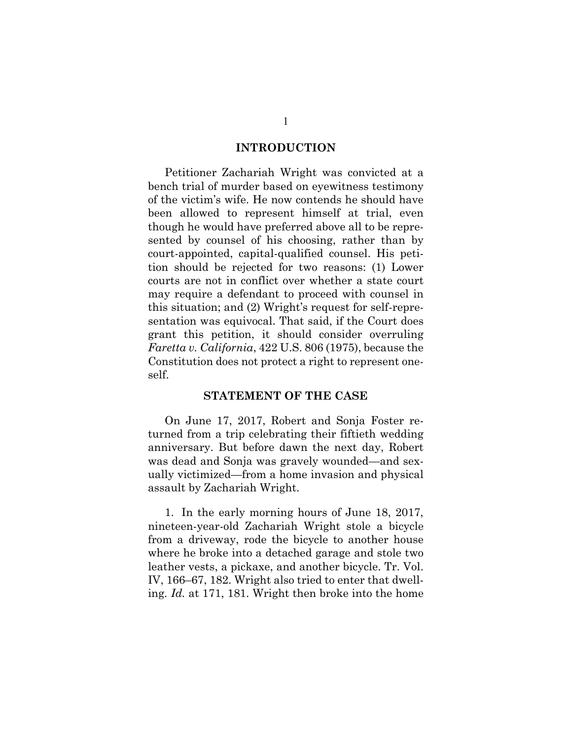## INTRODUCTION

Petitioner Zachariah Wright was convicted at a bench trial of murder based on eyewitness testimony of the victim's wife. He now contends he should have been allowed to represent himself at trial, even though he would have preferred above all to be represented by counsel of his choosing, rather than by court-appointed, capital-qualified counsel. His petition should be rejected for two reasons: (1) Lower courts are not in conflict over whether a state court may require a defendant to proceed with counsel in this situation; and (2) Wright's request for self-representation was equivocal. That said, if the Court does grant this petition, it should consider overruling *Faretta v. California*, 422 U.S. 806 (1975), because the Constitution does not protect a right to represent oneself.

## STATEMENT OF THE CASE

On June 17, 2017, Robert and Sonja Foster returned from a trip celebrating their fiftieth wedding anniversary. But before dawn the next day, Robert was dead and Sonja was gravely wounded—and sexually victimized—from a home invasion and physical assault by Zachariah Wright.

1. In the early morning hours of June 18, 2017, nineteen-year-old Zachariah Wright stole a bicycle from a driveway, rode the bicycle to another house where he broke into a detached garage and stole two leather vests, a pickaxe, and another bicycle. Tr. Vol. IV, 166–67, 182. Wright also tried to enter that dwelling. *Id.* at 171, 181. Wright then broke into the home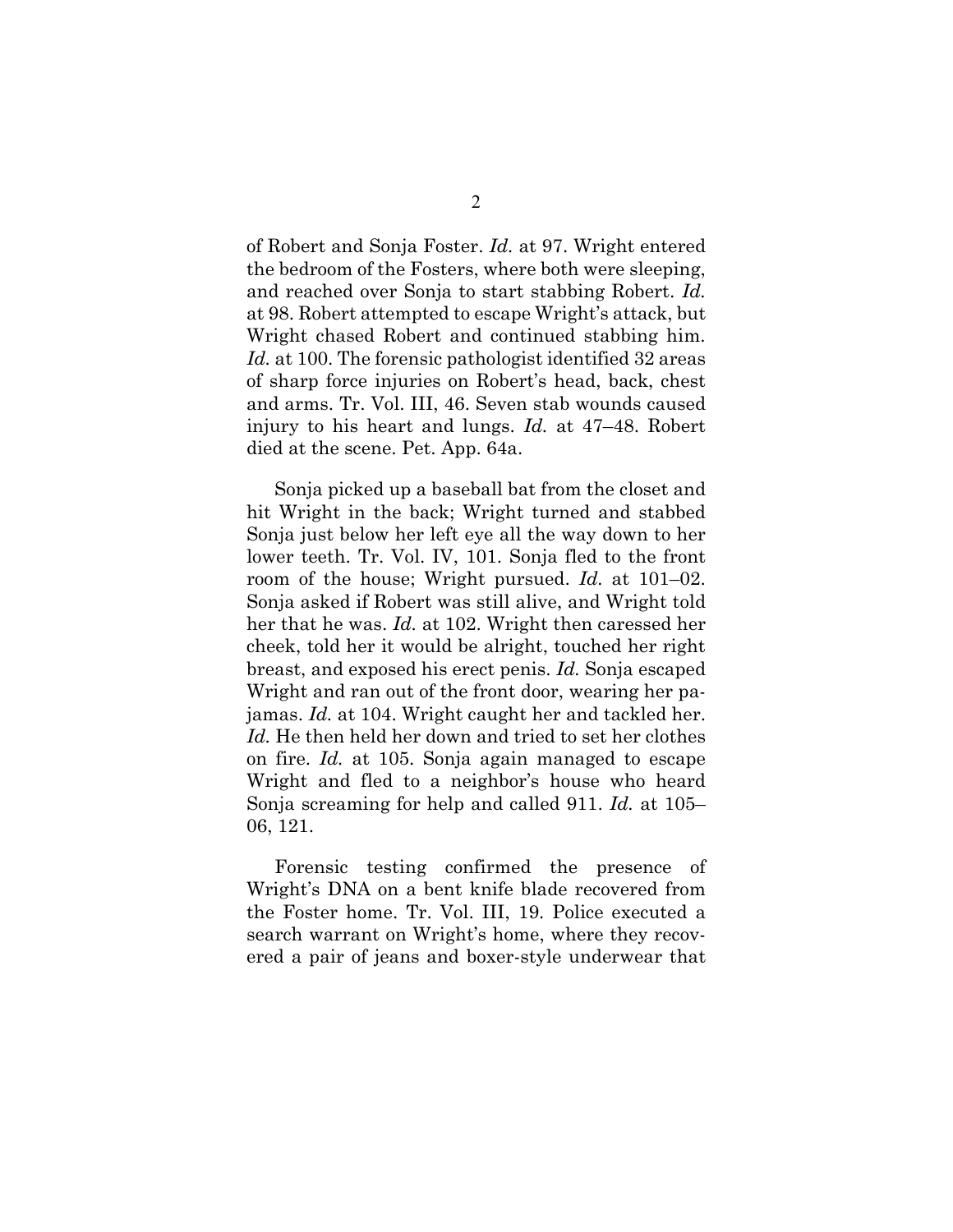of Robert and Sonja Foster. *Id.* at 97. Wright entered the bedroom of the Fosters, where both were sleeping, and reached over Sonja to start stabbing Robert. *Id.* at 98. Robert attempted to escape Wright's attack, but Wright chased Robert and continued stabbing him. *Id.* at 100. The forensic pathologist identified 32 areas of sharp force injuries on Robert's head, back, chest and arms. Tr. Vol. III, 46. Seven stab wounds caused injury to his heart and lungs. *Id.* at 47–48. Robert died at the scene. Pet. App. 64a.

Sonja picked up a baseball bat from the closet and hit Wright in the back; Wright turned and stabbed Sonja just below her left eye all the way down to her lower teeth. Tr. Vol. IV, 101. Sonja fled to the front room of the house; Wright pursued. *Id.* at 101–02. Sonja asked if Robert was still alive, and Wright told her that he was. *Id.* at 102. Wright then caressed her cheek, told her it would be alright, touched her right breast, and exposed his erect penis. *Id.* Sonja escaped Wright and ran out of the front door, wearing her pajamas. *Id.* at 104. Wright caught her and tackled her. *Id.* He then held her down and tried to set her clothes on fire. *Id.* at 105. Sonja again managed to escape Wright and fled to a neighbor's house who heard Sonja screaming for help and called 911. *Id.* at 105–06, 121.

Forensic testing confirmed the presence of Wright's DNA on a bent knife blade recovered from the Foster home. Tr. Vol. III, 19. Police executed a search warrant on Wright's home, where they recovered a pair of jeans and boxer-style underwear that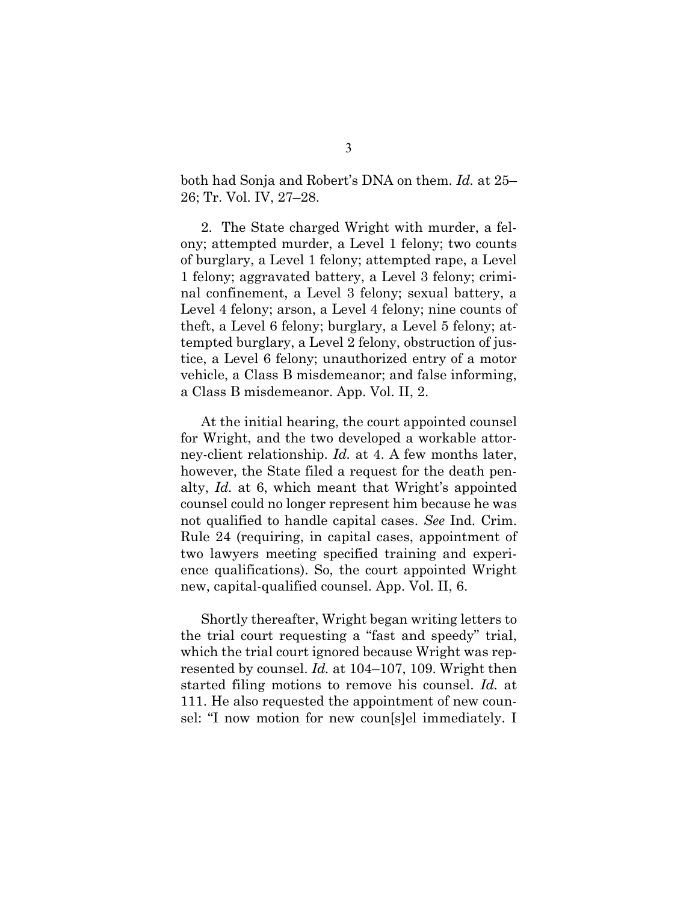both had Sonja and Robert's DNA on them. *Id.* at 25–26; Tr. Vol. IV, 27–28.

2. The State charged Wright with murder, a felony; attempted murder, a Level 1 felony; two counts of burglary, a Level 1 felony; attempted rape, a Level 1 felony; aggravated battery, a Level 3 felony; criminal confinement, a Level 3 felony; sexual battery, a Level 4 felony; arson, a Level 4 felony; nine counts of theft, a Level 6 felony; burglary, a Level 5 felony; attempted burglary, a Level 2 felony, obstruction of justice, a Level 6 felony; unauthorized entry of a motor vehicle, a Class B misdemeanor; and false informing, a Class B misdemeanor. App. Vol. II, 2.

At the initial hearing, the court appointed counsel for Wright, and the two developed a workable attorney-client relationship. *Id.* at 4. A few months later, however, the State filed a request for the death penalty, *Id.* at 6, which meant that Wright's appointed counsel could no longer represent him because he was not qualified to handle capital cases. *See* Ind. Crim. Rule 24 (requiring, in capital cases, appointment of two lawyers meeting specified training and experience qualifications). So, the court appointed Wright new, capital-qualified counsel. App. Vol. II, 6.

Shortly thereafter, Wright began writing letters to the trial court requesting a "fast and speedy" trial, which the trial court ignored because Wright was represented by counsel. *Id.* at 104–107, 109. Wright then started filing motions to remove his counsel. *Id.* at 111. He also requested the appointment of new counsel: "I now motion for new coun[s]el immediately. I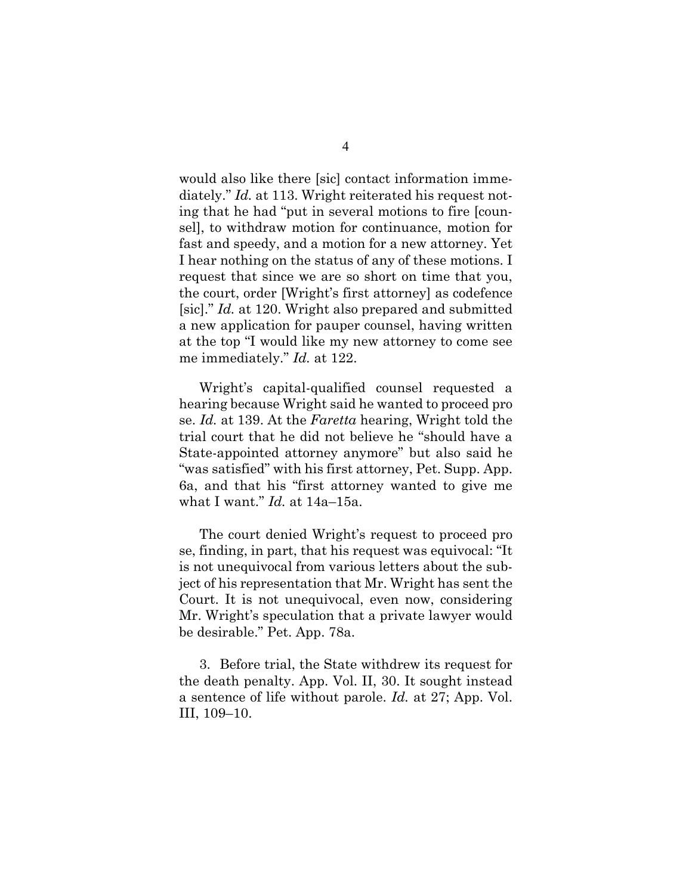would also like there [sic] contact information immediately." *Id.* at 113. Wright reiterated his request noting that he had "put in several motions to fire [counsel], to withdraw motion for continuance, motion for fast and speedy, and a motion for a new attorney. Yet I hear nothing on the status of any of these motions. I request that since we are so short on time that you, the court, order [Wright's first attorney] as codefence [sic]." *Id.* at 120. Wright also prepared and submitted a new application for pauper counsel, having written at the top "I would like my new attorney to come see me immediately." *Id.* at 122.

Wright's capital-qualified counsel requested a hearing because Wright said he wanted to proceed pro se. *Id.* at 139. At the *Faretta* hearing, Wright told the trial court that he did not believe he "should have a State-appointed attorney anymore" but also said he "was satisfied" with his first attorney, Pet. Supp. App. 6a, and that his "first attorney wanted to give me what I want." *Id.* at 14a–15a.

The court denied Wright's request to proceed pro se, finding, in part, that his request was equivocal: "It is not unequivocal from various letters about the subject of his representation that Mr. Wright has sent the Court. It is not unequivocal, even now, considering Mr. Wright's speculation that a private lawyer would be desirable." Pet. App. 78a.

3. Before trial, the State withdrew its request for the death penalty. App. Vol. II, 30. It sought instead a sentence of life without parole. *Id.* at 27; App. Vol. III, 109–10.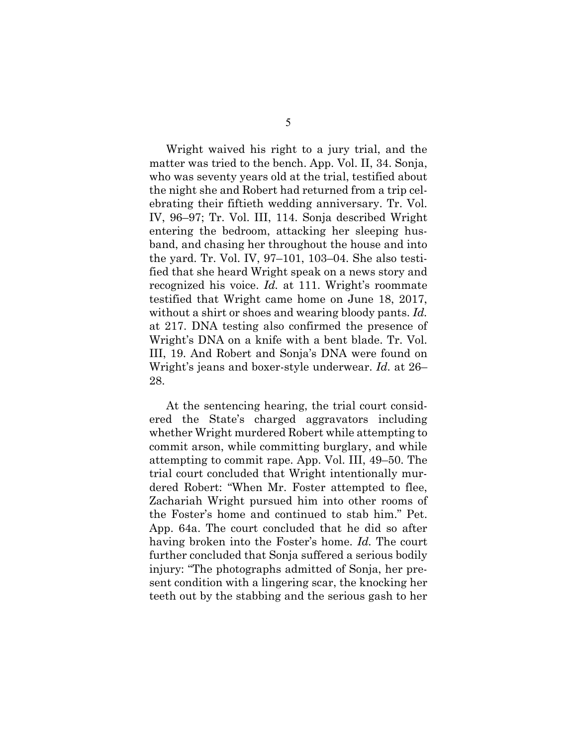Wright waived his right to a jury trial, and the matter was tried to the bench. App. Vol. II, 34. Sonja, who was seventy years old at the trial, testified about the night she and Robert had returned from a trip celebrating their fiftieth wedding anniversary. Tr. Vol. IV, 96–97; Tr. Vol. III, 114. Sonja described Wright entering the bedroom, attacking her sleeping husband, and chasing her throughout the house and into the yard. Tr. Vol. IV, 97–101, 103–04. She also testified that she heard Wright speak on a news story and recognized his voice. *Id.* at 111. Wright's roommate testified that Wright came home on June 18, 2017, without a shirt or shoes and wearing bloody pants. *Id.* at 217. DNA testing also confirmed the presence of Wright's DNA on a knife with a bent blade. Tr. Vol. III, 19. And Robert and Sonja's DNA were found on Wright's jeans and boxer-style underwear. *Id.* at 26–28.

At the sentencing hearing, the trial court considered the State's charged aggravators including whether Wright murdered Robert while attempting to commit arson, while committing burglary, and while attempting to commit rape. App. Vol. III, 49–50. The trial court concluded that Wright intentionally murdered Robert: "When Mr. Foster attempted to flee, Zachariah Wright pursued him into other rooms of the Foster's home and continued to stab him." Pet. App. 64a. The court concluded that he did so after having broken into the Foster's home. *Id.* The court further concluded that Sonja suffered a serious bodily injury: "The photographs admitted of Sonja, her present condition with a lingering scar, the knocking her teeth out by the stabbing and the serious gash to her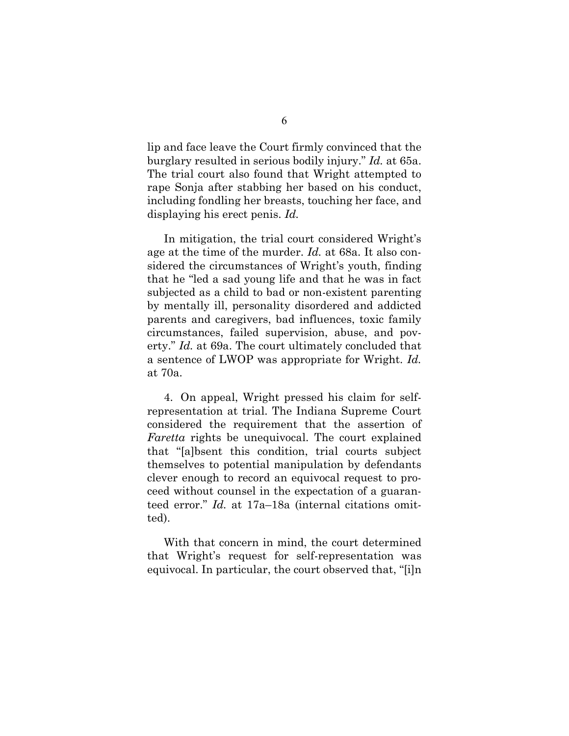lip and face leave the Court firmly convinced that the burglary resulted in serious bodily injury." *Id.* at 65a. The trial court also found that Wright attempted to rape Sonja after stabbing her based on his conduct, including fondling her breasts, touching her face, and displaying his erect penis. *Id.*

In mitigation, the trial court considered Wright's age at the time of the murder. *Id.* at 68a. It also considered the circumstances of Wright's youth, finding that he "led a sad young life and that he was in fact subjected as a child to bad or non-existent parenting by mentally ill, personality disordered and addicted parents and caregivers, bad influences, toxic family circumstances, failed supervision, abuse, and poverty." *Id.* at 69a. The court ultimately concluded that a sentence of LWOP was appropriate for Wright. *Id.* at 70a.

4. On appeal, Wright pressed his claim for self-representation at trial. The Indiana Supreme Court considered the requirement that the assertion of *Faretta* rights be unequivocal. The court explained that "[a]bsent this condition, trial courts subject themselves to potential manipulation by defendants clever enough to record an equivocal request to proceed without counsel in the expectation of a guaranteed error." *Id.* at 17a–18a (internal citations omitted).

With that concern in mind, the court determined that Wright's request for self-representation was equivocal. In particular, the court observed that, "[i]n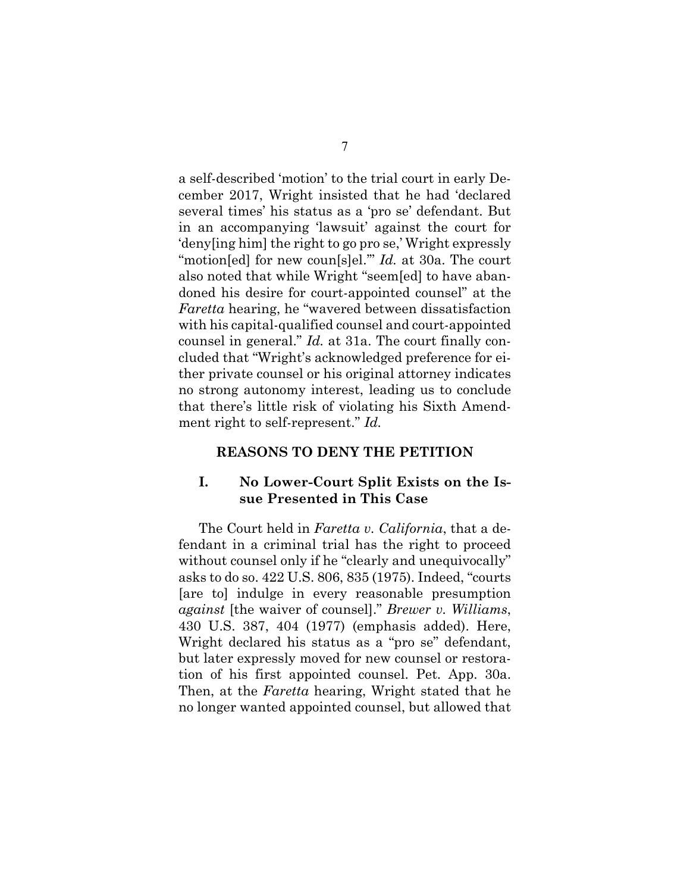a self-described 'motion' to the trial court in early December 2017, Wright insisted that he had 'declared several times' his status as a 'pro se' defendant. But in an accompanying 'lawsuit' against the court for 'deny[ing him] the right to go pro se,' Wright expressly "motion[ed] for new coun[s]el.'" *Id.* at 30a. The court also noted that while Wright "seem[ed] to have abandoned his desire for court-appointed counsel" at the *Faretta* hearing, he "wavered between dissatisfaction with his capital-qualified counsel and court-appointed counsel in general." *Id.* at 31a. The court finally concluded that "Wright's acknowledged preference for either private counsel or his original attorney indicates no strong autonomy interest, leading us to conclude that there's little risk of violating his Sixth Amendment right to self-represent." *Id.*

## REASONS TO DENY THE PETITION

### I. No Lower-Court Split Exists on the Issue Presented in This Case

The Court held in *Faretta v. California*, that a defendant in a criminal trial has the right to proceed without counsel only if he "clearly and unequivocally" asks to do so. 422 U.S. 806, 835 (1975). Indeed, "courts [are to] indulge in every reasonable presumption *against* [the waiver of counsel]." *Brewer v. Williams*, 430 U.S. 387, 404 (1977) (emphasis added). Here, Wright declared his status as a "pro se" defendant, but later expressly moved for new counsel or restoration of his first appointed counsel. Pet. App. 30a. Then, at the *Faretta* hearing, Wright stated that he no longer wanted appointed counsel, but allowed that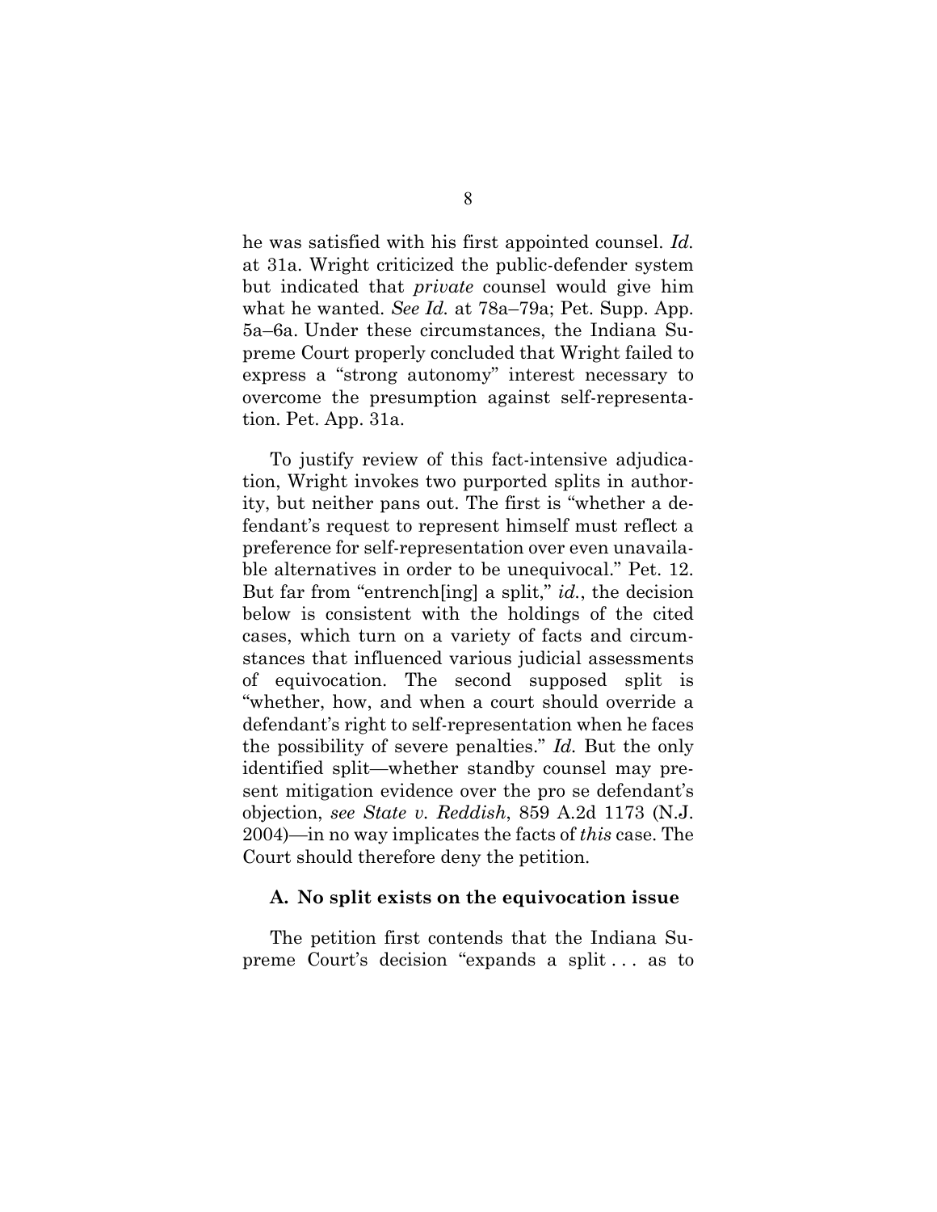he was satisfied with his first appointed counsel. *Id.* at 31a. Wright criticized the public-defender system but indicated that *private* counsel would give him what he wanted. *See Id.* at 78a–79a; Pet. Supp. App. 5a–6a. Under these circumstances, the Indiana Supreme Court properly concluded that Wright failed to express a "strong autonomy" interest necessary to overcome the presumption against self-representation. Pet. App. 31a.

To justify review of this fact-intensive adjudication, Wright invokes two purported splits in authority, but neither pans out. The first is "whether a defendant's request to represent himself must reflect a preference for self-representation over even unavailable alternatives in order to be unequivocal." Pet. 12. But far from "entrench[ing] a split," *id.*, the decision below is consistent with the holdings of the cited cases, which turn on a variety of facts and circumstances that influenced various judicial assessments of equivocation. The second supposed split is "whether, how, and when a court should override a defendant's right to self-representation when he faces the possibility of severe penalties." *Id.* But the only identified split—whether standby counsel may present mitigation evidence over the pro se defendant's objection, *see State v. Reddish*, 859 A.2d 1173 (N.J. 2004)—in no way implicates the facts of *this* case. The Court should therefore deny the petition.

### A. No split exists on the equivocation issue

The petition first contends that the Indiana Supreme Court's decision "expands a split . . . as to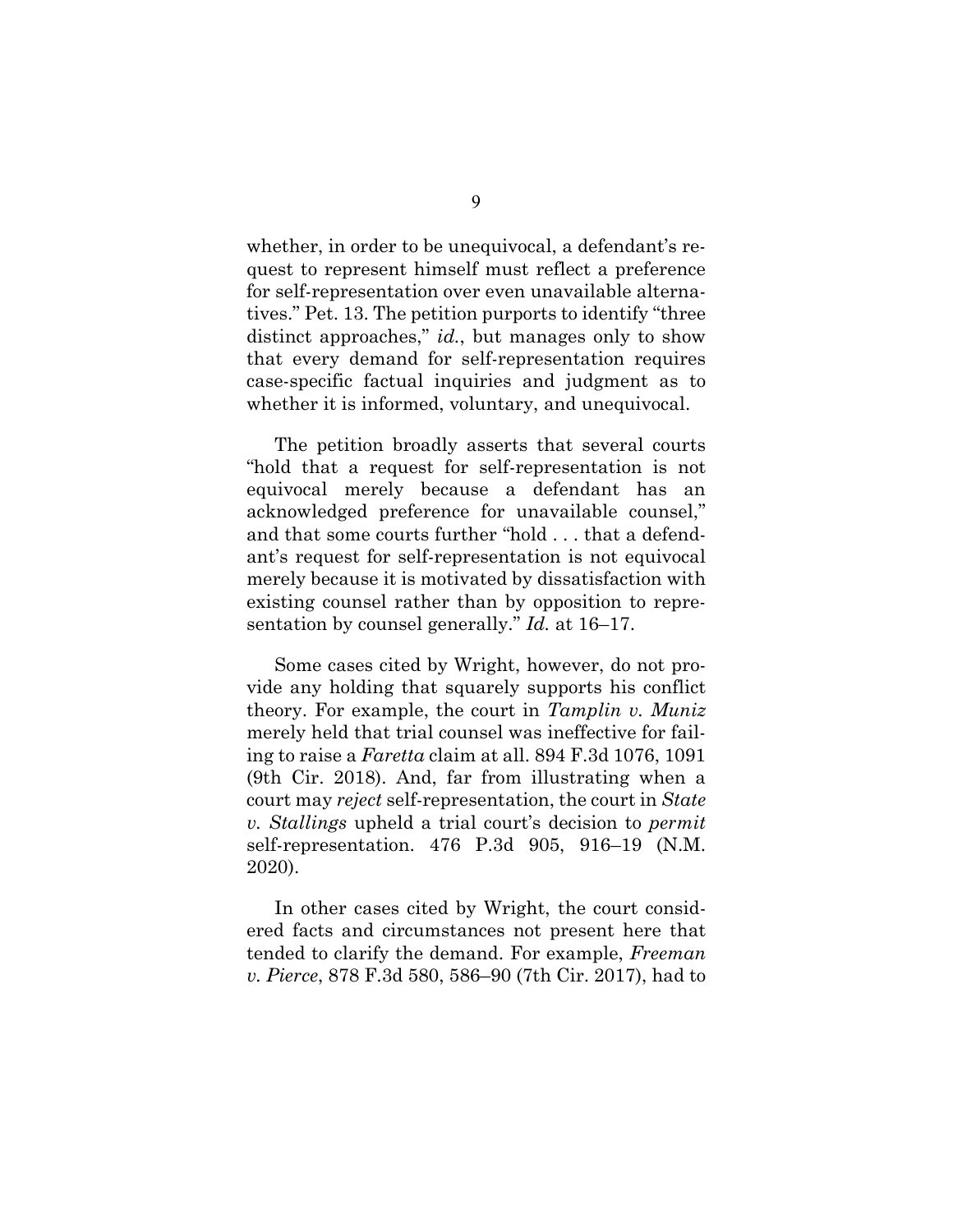whether, in order to be unequivocal, a defendant's request to represent himself must reflect a preference for self-representation over even unavailable alternatives." Pet. 13. The petition purports to identify "three distinct approaches," *id.*, but manages only to show that every demand for self-representation requires case-specific factual inquiries and judgment as to whether it is informed, voluntary, and unequivocal.

The petition broadly asserts that several courts "hold that a request for self-representation is not equivocal merely because a defendant has an acknowledged preference for unavailable counsel," and that some courts further "hold . . . that a defendant's request for self-representation is not equivocal merely because it is motivated by dissatisfaction with existing counsel rather than by opposition to representation by counsel generally." *Id.* at 16–17.

Some cases cited by Wright, however, do not provide any holding that squarely supports his conflict theory. For example, the court in *Tamplin v. Muniz* merely held that trial counsel was ineffective for failing to raise a *Faretta* claim at all. 894 F.3d 1076, 1091 (9th Cir. 2018). And, far from illustrating when a court may *reject* self-representation, the court in *State v. Stallings* upheld a trial court's decision to *permit* self-representation. 476 P.3d 905, 916–19 (N.M. 2020).

In other cases cited by Wright, the court considered facts and circumstances not present here that tended to clarify the demand. For example, *Freeman v. Pierce*, 878 F.3d 580, 586–90 (7th Cir. 2017), had to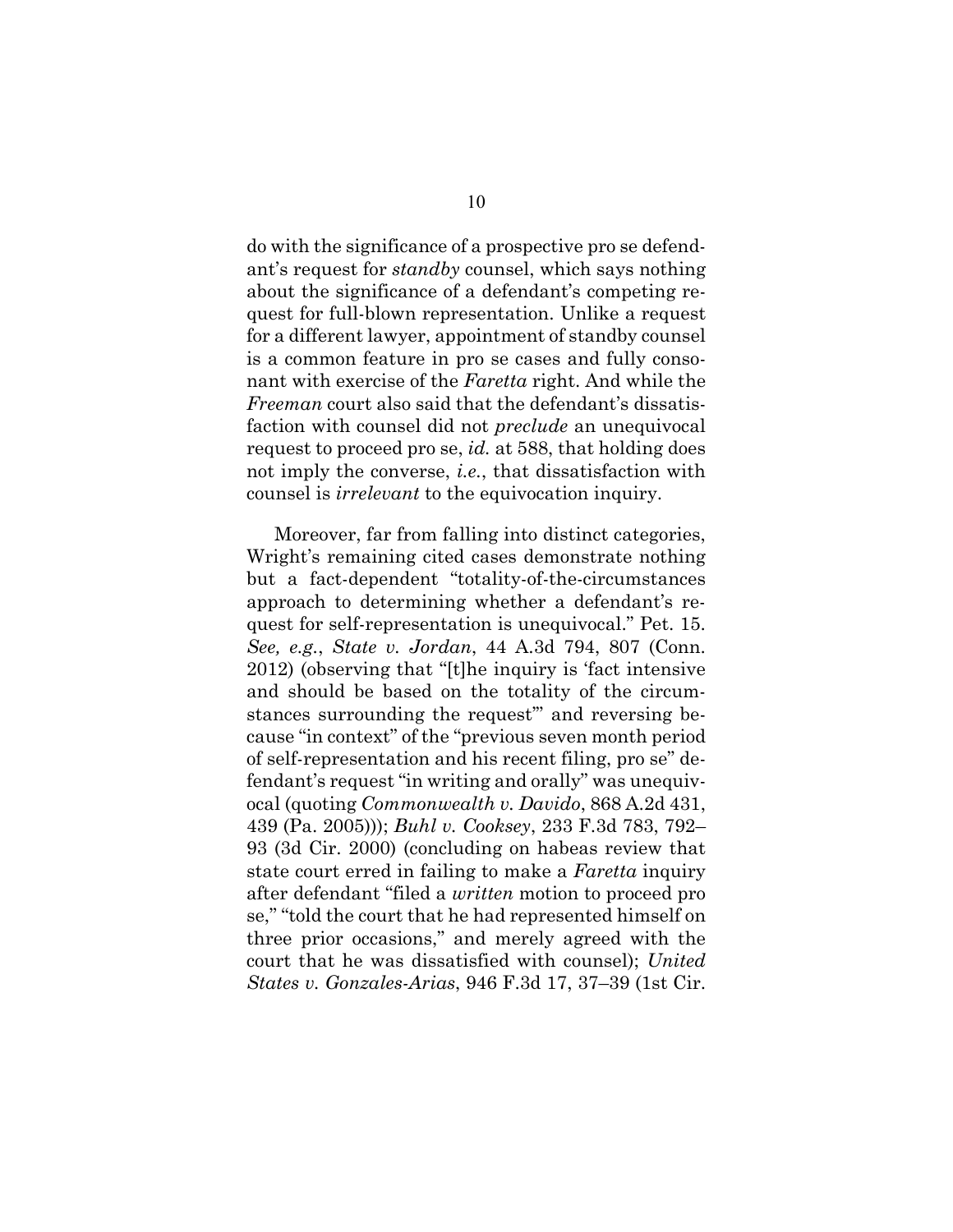do with the significance of a prospective pro se defendant's request for *standby* counsel, which says nothing about the significance of a defendant's competing request for full-blown representation. Unlike a request for a different lawyer, appointment of standby counsel is a common feature in pro se cases and fully consonant with exercise of the *Faretta* right. And while the *Freeman* court also said that the defendant's dissatisfaction with counsel did not *preclude* an unequivocal request to proceed pro se, *id.* at 588, that holding does not imply the converse, *i.e.*, that dissatisfaction with counsel is *irrelevant* to the equivocation inquiry.

Moreover, far from falling into distinct categories, Wright's remaining cited cases demonstrate nothing but a fact-dependent "totality-of-the-circumstances approach to determining whether a defendant's request for self-representation is unequivocal." Pet. 15. *See, e.g.*, *State v. Jordan*, 44 A.3d 794, 807 (Conn. 2012) (observing that "[t]he inquiry is 'fact intensive and should be based on the totality of the circumstances surrounding the request'" and reversing because "in context" of the "previous seven month period of self-representation and his recent filing, pro se" defendant's request "in writing and orally" was unequivocal (quoting *Commonwealth v. Davido*, 868 A.2d 431, 439 (Pa. 2005))); *Buhl v. Cooksey*, 233 F.3d 783, 792–93 (3d Cir. 2000) (concluding on habeas review that state court erred in failing to make a *Faretta* inquiry after defendant "filed a *written* motion to proceed pro se," "told the court that he had represented himself on three prior occasions," and merely agreed with the court that he was dissatisfied with counsel); *United States v. Gonzales-Arias*, 946 F.3d 17, 37–39 (1st Cir.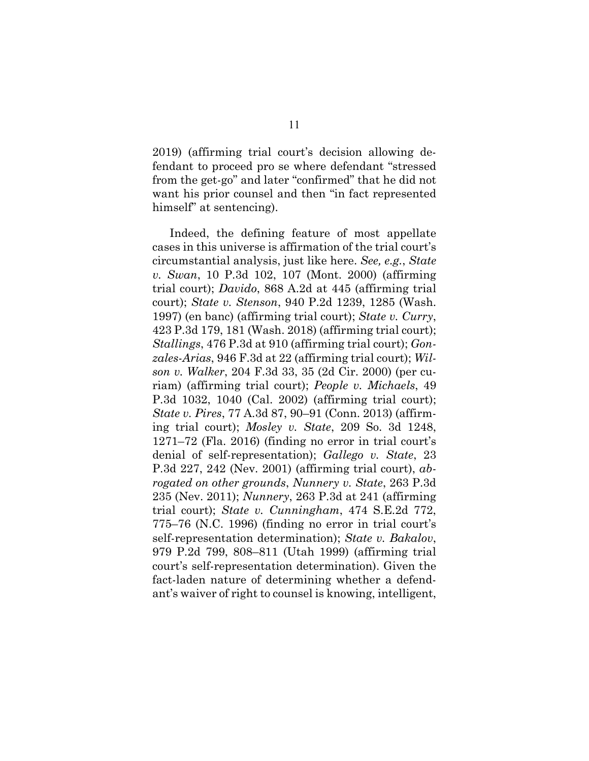2019) (affirming trial court's decision allowing defendant to proceed pro se where defendant "stressed from the get-go" and later "confirmed" that he did not want his prior counsel and then "in fact represented himself" at sentencing).

Indeed, the defining feature of most appellate cases in this universe is affirmation of the trial court's circumstantial analysis, just like here. *See, e.g.*, *State v. Swan*, 10 P.3d 102, 107 (Mont. 2000) (affirming trial court); *Davido*, 868 A.2d at 445 (affirming trial court); *State v. Stenson*, 940 P.2d 1239, 1285 (Wash. 1997) (en banc) (affirming trial court); *State v. Curry*, 423 P.3d 179, 181 (Wash. 2018) (affirming trial court); *Stallings*, 476 P.3d at 910 (affirming trial court); *Gonzales-Arias*, 946 F.3d at 22 (affirming trial court); *Wilson v. Walker*, 204 F.3d 33, 35 (2d Cir. 2000) (per curiam) (affirming trial court); *People v. Michaels*, 49 P.3d 1032, 1040 (Cal. 2002) (affirming trial court); *State v. Pires*, 77 A.3d 87, 90–91 (Conn. 2013) (affirming trial court); *Mosley v. State*, 209 So. 3d 1248, 1271–72 (Fla. 2016) (finding no error in trial court's denial of self-representation); *Gallego v. State*, 23 P.3d 227, 242 (Nev. 2001) (affirming trial court), *abrogated on other grounds*, *Nunnery v. State*, 263 P.3d 235 (Nev. 2011); *Nunnery*, 263 P.3d at 241 (affirming trial court); *State v. Cunningham*, 474 S.E.2d 772, 775–76 (N.C. 1996) (finding no error in trial court's self-representation determination); *State v. Bakalov*, 979 P.2d 799, 808–811 (Utah 1999) (affirming trial court's self-representation determination). Given the fact-laden nature of determining whether a defendant's waiver of right to counsel is knowing, intelligent,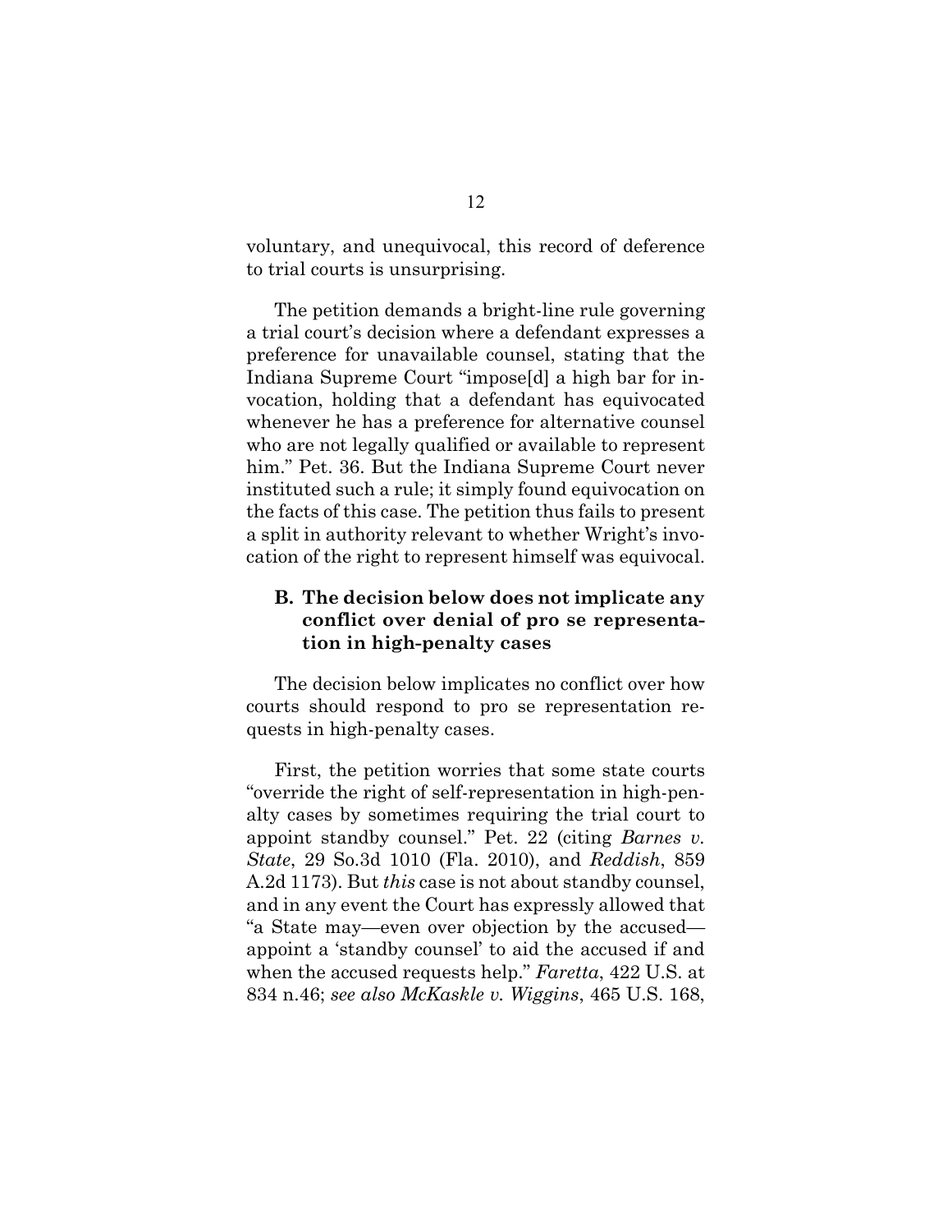voluntary, and unequivocal, this record of deference to trial courts is unsurprising.

The petition demands a bright-line rule governing a trial court's decision where a defendant expresses a preference for unavailable counsel, stating that the Indiana Supreme Court "impose[d] a high bar for invocation, holding that a defendant has equivocated whenever he has a preference for alternative counsel who are not legally qualified or available to represent him." Pet. 36. But the Indiana Supreme Court never instituted such a rule; it simply found equivocation on the facts of this case. The petition thus fails to present a split in authority relevant to whether Wright's invocation of the right to represent himself was equivocal.

### B. The decision below does not implicate any conflict over denial of pro se representation in high-penalty cases

The decision below implicates no conflict over how courts should respond to pro se representation requests in high-penalty cases.

First, the petition worries that some state courts "override the right of self-representation in high-penalty cases by sometimes requiring the trial court to appoint standby counsel." Pet. 22 (citing *Barnes v. State*, 29 So.3d 1010 (Fla. 2010), and *Reddish*, 859 A.2d 1173). But *this* case is not about standby counsel, and in any event the Court has expressly allowed that "a State may—even over objection by the accused—appoint a 'standby counsel' to aid the accused if and when the accused requests help." *Faretta*, 422 U.S. at 834 n.46; *see also McKaskle v. Wiggins*, 465 U.S. 168,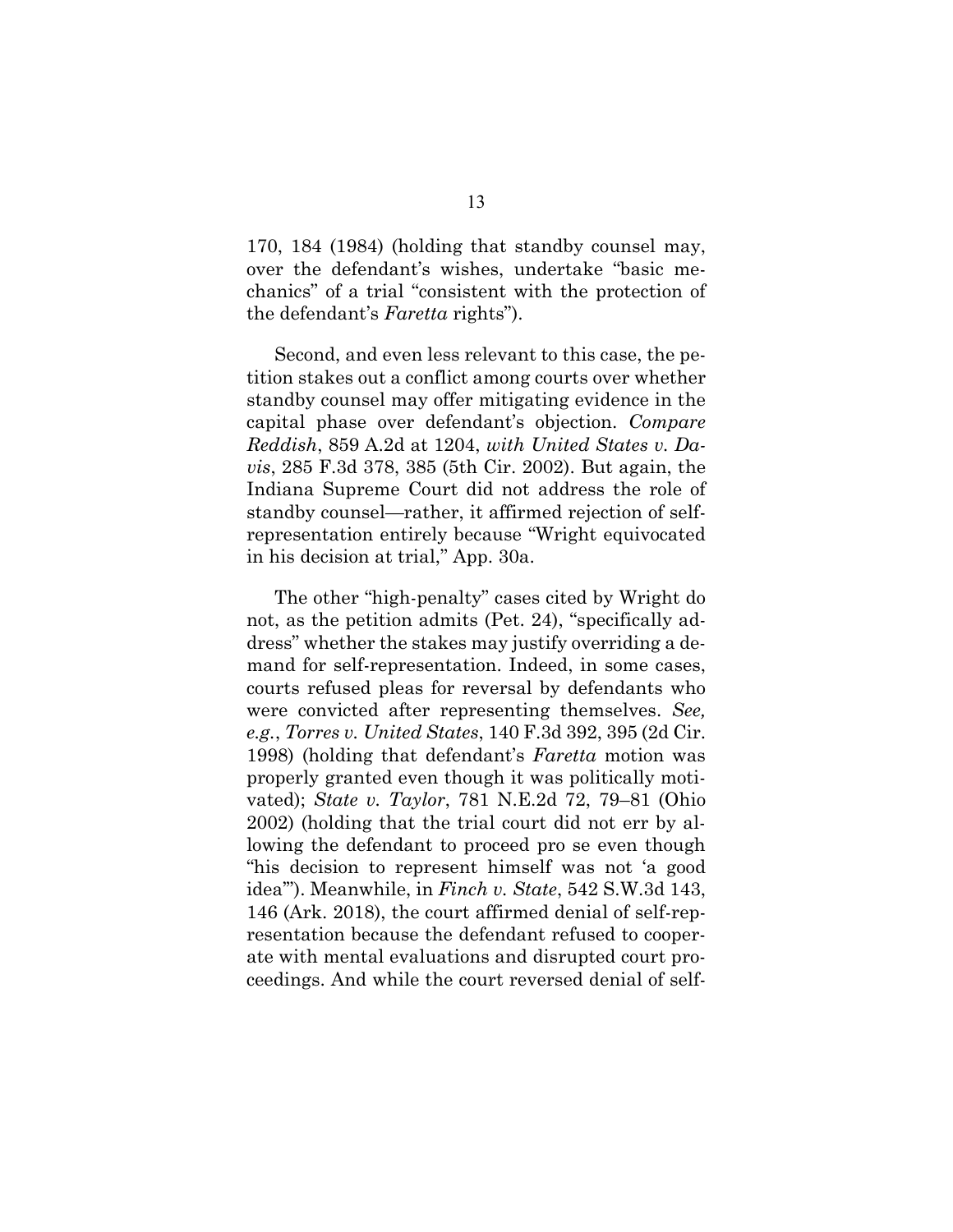170, 184 (1984) (holding that standby counsel may, over the defendant's wishes, undertake "basic mechanics" of a trial "consistent with the protection of the defendant's *Faretta* rights").

Second, and even less relevant to this case, the petition stakes out a conflict among courts over whether standby counsel may offer mitigating evidence in the capital phase over defendant's objection. *Compare Reddish*, 859 A.2d at 1204, *with United States v. Davis*, 285 F.3d 378, 385 (5th Cir. 2002). But again, the Indiana Supreme Court did not address the role of standby counsel—rather, it affirmed rejection of self-representation entirely because "Wright equivocated in his decision at trial," App. 30a.

The other "high-penalty" cases cited by Wright do not, as the petition admits (Pet. 24), "specifically address" whether the stakes may justify overriding a demand for self-representation. Indeed, in some cases, courts refused pleas for reversal by defendants who were convicted after representing themselves. *See, e.g.*, *Torres v. United States*, 140 F.3d 392, 395 (2d Cir. 1998) (holding that defendant's *Faretta* motion was properly granted even though it was politically motivated); *State v. Taylor*, 781 N.E.2d 72, 79–81 (Ohio 2002) (holding that the trial court did not err by allowing the defendant to proceed pro se even though "his decision to represent himself was not 'a good idea'"). Meanwhile, in *Finch v. State*, 542 S.W.3d 143, 146 (Ark. 2018), the court affirmed denial of self-representation because the defendant refused to cooperate with mental evaluations and disrupted court proceedings. And while the court reversed denial of self-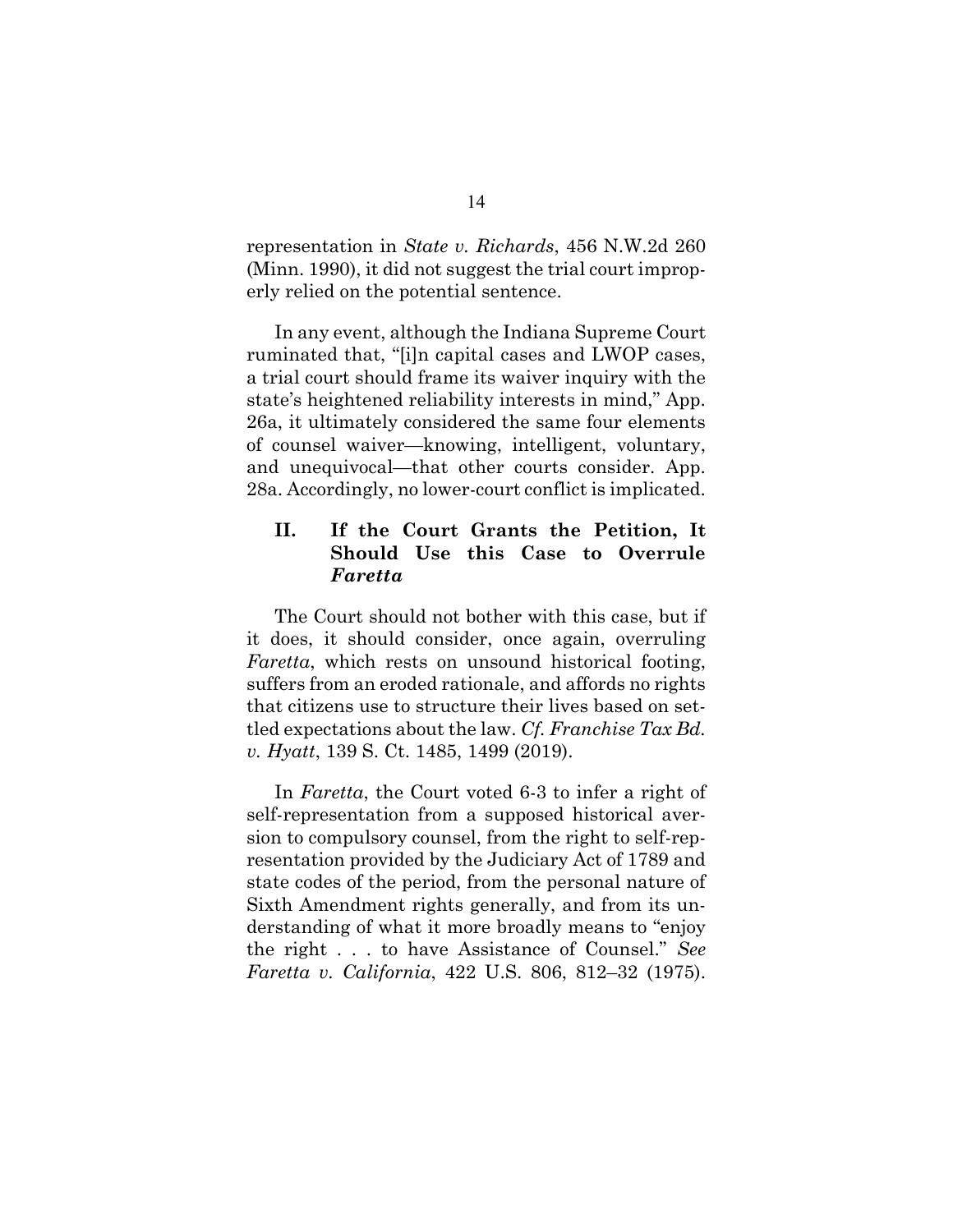representation in *State v. Richards*, 456 N.W.2d 260 (Minn. 1990), it did not suggest the trial court improperly relied on the potential sentence.

In any event, although the Indiana Supreme Court ruminated that, "[i]n capital cases and LWOP cases, a trial court should frame its waiver inquiry with the state's heightened reliability interests in mind," App. 26a, it ultimately considered the same four elements of counsel waiver—knowing, intelligent, voluntary, and unequivocal—that other courts consider. App. 28a. Accordingly, no lower-court conflict is implicated.

## II. If the Court Grants the Petition, It Should Use this Case to Overrule *Faretta*

The Court should not bother with this case, but if it does, it should consider, once again, overruling *Faretta*, which rests on unsound historical footing, suffers from an eroded rationale, and affords no rights that citizens use to structure their lives based on settled expectations about the law. *Cf. Franchise Tax Bd. v. Hyatt*, 139 S. Ct. 1485, 1499 (2019).

In *Faretta*, the Court voted 6-3 to infer a right of self-representation from a supposed historical aversion to compulsory counsel, from the right to self-representation provided by the Judiciary Act of 1789 and state codes of the period, from the personal nature of Sixth Amendment rights generally, and from its understanding of what it more broadly means to "enjoy the right . . . to have Assistance of Counsel." *See Faretta v. California*, 422 U.S. 806, 812–32 (1975).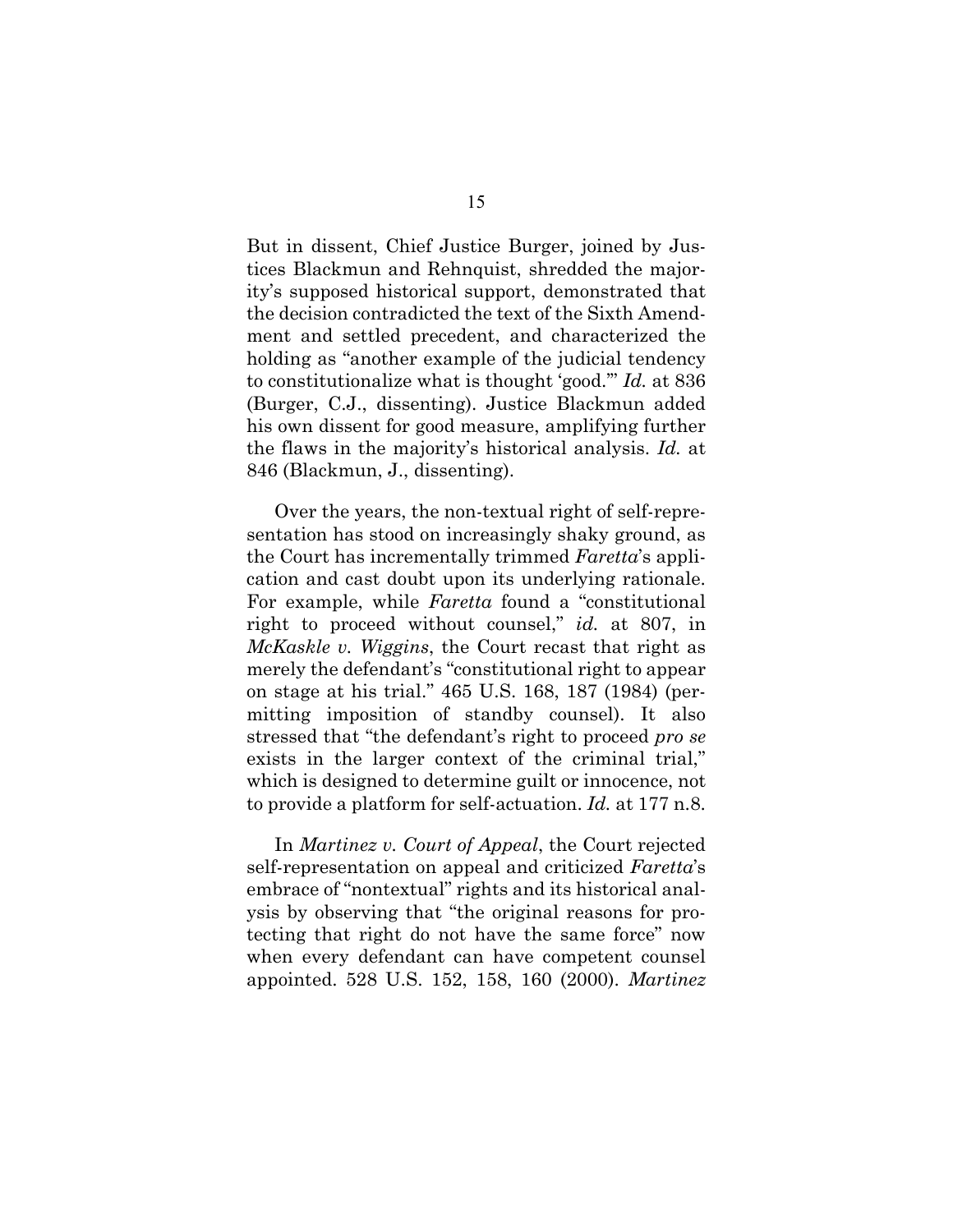But in dissent, Chief Justice Burger, joined by Justices Blackmun and Rehnquist, shredded the majority's supposed historical support, demonstrated that the decision contradicted the text of the Sixth Amendment and settled precedent, and characterized the holding as "another example of the judicial tendency to constitutionalize what is thought 'good.'" *Id.* at 836 (Burger, C.J., dissenting). Justice Blackmun added his own dissent for good measure, amplifying further the flaws in the majority's historical analysis. *Id.* at 846 (Blackmun, J., dissenting).

Over the years, the non-textual right of self-representation has stood on increasingly shaky ground, as the Court has incrementally trimmed *Faretta*'s application and cast doubt upon its underlying rationale. For example, while *Faretta* found a "constitutional right to proceed without counsel," *id.* at 807, in *McKaskle v. Wiggins*, the Court recast that right as merely the defendant's "constitutional right to appear on stage at his trial." 465 U.S. 168, 187 (1984) (permitting imposition of standby counsel). It also stressed that "the defendant's right to proceed *pro se* exists in the larger context of the criminal trial," which is designed to determine guilt or innocence, not to provide a platform for self-actuation. *Id.* at 177 n.8.

In *Martinez v. Court of Appeal*, the Court rejected self-representation on appeal and criticized *Faretta*'s embrace of "nontextual" rights and its historical analysis by observing that "the original reasons for protecting that right do not have the same force" now when every defendant can have competent counsel appointed. 528 U.S. 152, 158, 160 (2000). *Martinez*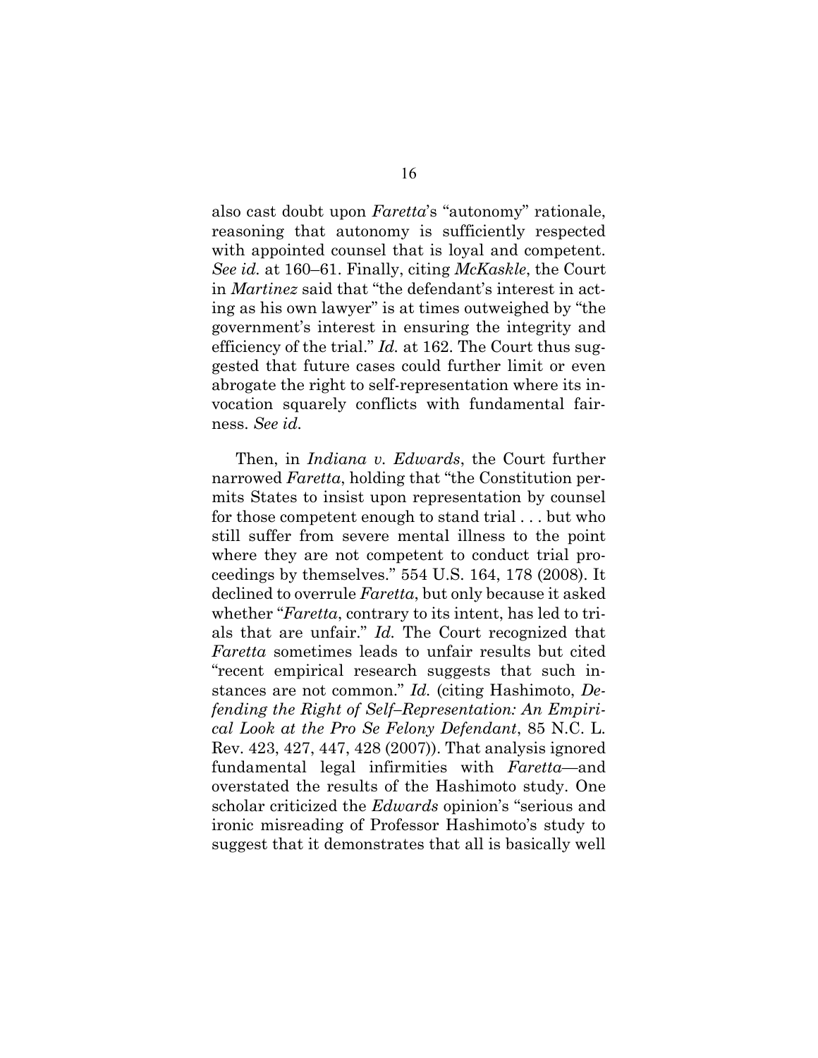also cast doubt upon *Faretta*'s "autonomy" rationale, reasoning that autonomy is sufficiently respected with appointed counsel that is loyal and competent. *See id.* at 160–61. Finally, citing *McKaskle*, the Court in *Martinez* said that "the defendant's interest in acting as his own lawyer" is at times outweighed by "the government's interest in ensuring the integrity and efficiency of the trial." *Id.* at 162. The Court thus suggested that future cases could further limit or even abrogate the right to self-representation where its invocation squarely conflicts with fundamental fairness. *See id.*

Then, in *Indiana v. Edwards*, the Court further narrowed *Faretta*, holding that "the Constitution permits States to insist upon representation by counsel for those competent enough to stand trial . . . but who still suffer from severe mental illness to the point where they are not competent to conduct trial proceedings by themselves." 554 U.S. 164, 178 (2008). It declined to overrule *Faretta*, but only because it asked whether "*Faretta*, contrary to its intent, has led to trials that are unfair." *Id.* The Court recognized that *Faretta* sometimes leads to unfair results but cited "recent empirical research suggests that such instances are not common." *Id.* (citing Hashimoto, *Defending the Right of Self–Representation: An Empirical Look at the Pro Se Felony Defendant*, 85 N.C. L. Rev. 423, 427, 447, 428 (2007)). That analysis ignored fundamental legal infirmities with *Faretta*—and overstated the results of the Hashimoto study. One scholar criticized the *Edwards* opinion's "serious and ironic misreading of Professor Hashimoto's study to suggest that it demonstrates that all is basically well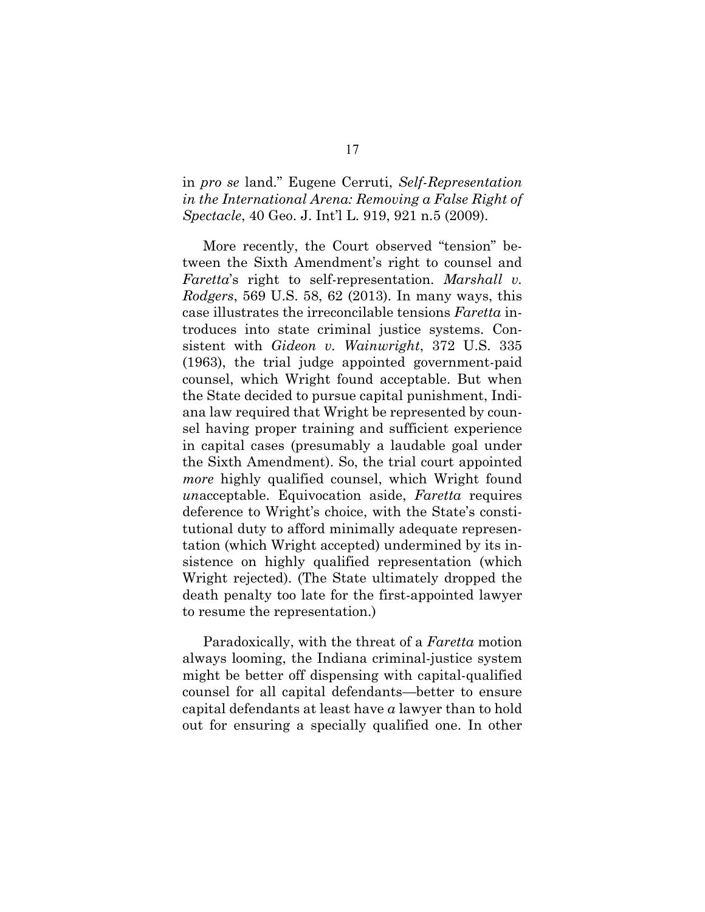in *pro se* land." Eugene Cerruti, *Self-Representation in the International Arena: Removing a False Right of Spectacle*, 40 Geo. J. Int'l L. 919, 921 n.5 (2009).

More recently, the Court observed "tension" between the Sixth Amendment's right to counsel and *Faretta*'s right to self-representation. *Marshall v. Rodgers*, 569 U.S. 58, 62 (2013). In many ways, this case illustrates the irreconcilable tensions *Faretta* introduces into state criminal justice systems. Consistent with *Gideon v. Wainwright*, 372 U.S. 335 (1963), the trial judge appointed government-paid counsel, which Wright found acceptable. But when the State decided to pursue capital punishment, Indiana law required that Wright be represented by counsel having proper training and sufficient experience in capital cases (presumably a laudable goal under the Sixth Amendment). So, the trial court appointed *more* highly qualified counsel, which Wright found *un*acceptable. Equivocation aside, *Faretta* requires deference to Wright's choice, with the State's constitutional duty to afford minimally adequate representation (which Wright accepted) undermined by its insistence on highly qualified representation (which Wright rejected). (The State ultimately dropped the death penalty too late for the first-appointed lawyer to resume the representation.)

Paradoxically, with the threat of a *Faretta* motion always looming, the Indiana criminal-justice system might be better off dispensing with capital-qualified counsel for all capital defendants—better to ensure capital defendants at least have *a* lawyer than to hold out for ensuring a specially qualified one. In other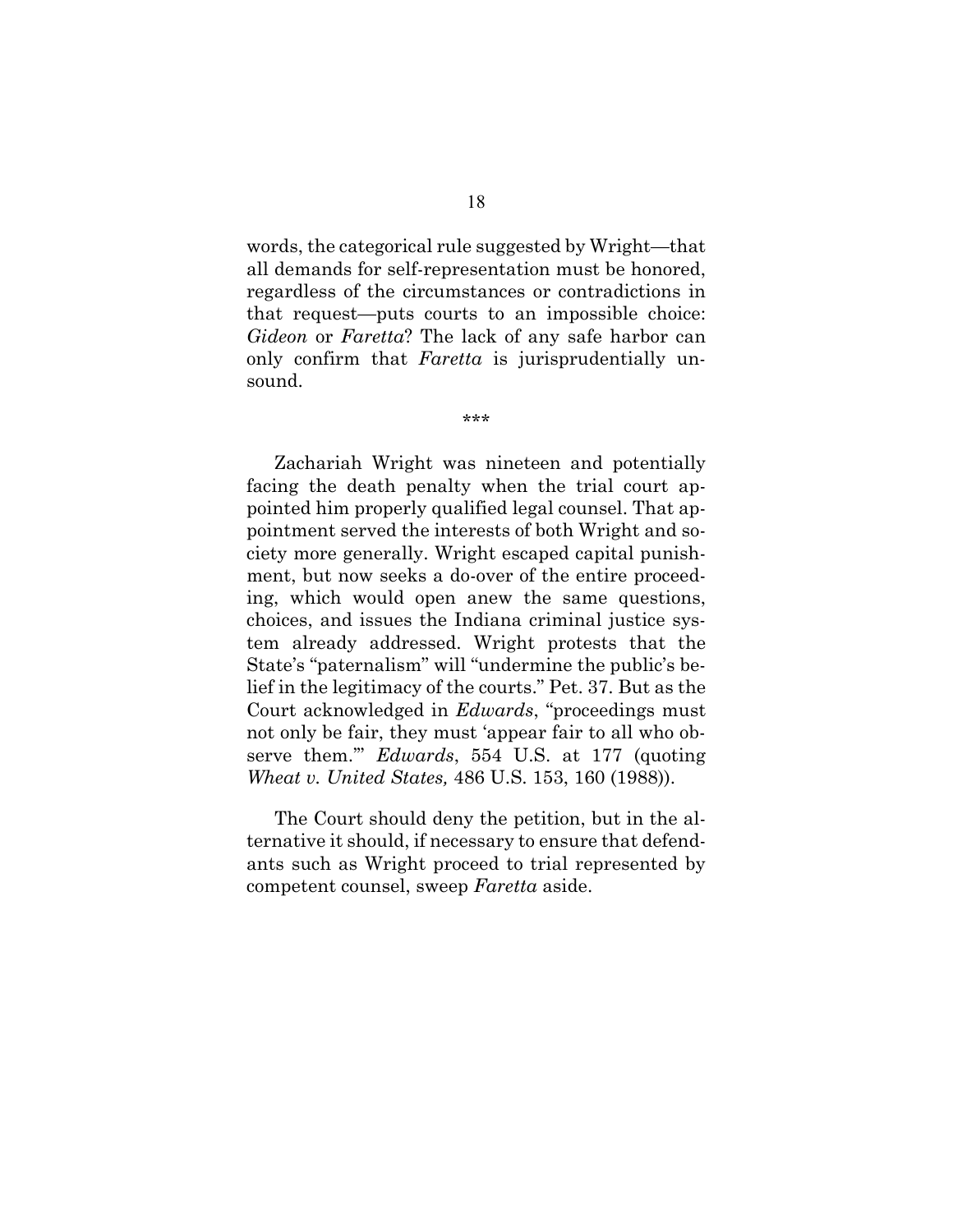words, the categorical rule suggested by Wright—that all demands for self-representation must be honored, regardless of the circumstances or contradictions in that request—puts courts to an impossible choice: *Gideon* or *Faretta*? The lack of any safe harbor can only confirm that *Faretta* is jurisprudentially unsound.

\*\*\*

Zachariah Wright was nineteen and potentially facing the death penalty when the trial court appointed him properly qualified legal counsel. That appointment served the interests of both Wright and society more generally. Wright escaped capital punishment, but now seeks a do-over of the entire proceeding, which would open anew the same questions, choices, and issues the Indiana criminal justice system already addressed. Wright protests that the State's "paternalism" will "undermine the public's belief in the legitimacy of the courts." Pet. 37. But as the Court acknowledged in *Edwards*, "proceedings must not only be fair, they must 'appear fair to all who observe them.'" *Edwards*, 554 U.S. at 177 (quoting *Wheat v. United States,* 486 U.S. 153, 160 (1988)).

The Court should deny the petition, but in the alternative it should, if necessary to ensure that defendants such as Wright proceed to trial represented by competent counsel, sweep *Faretta* aside.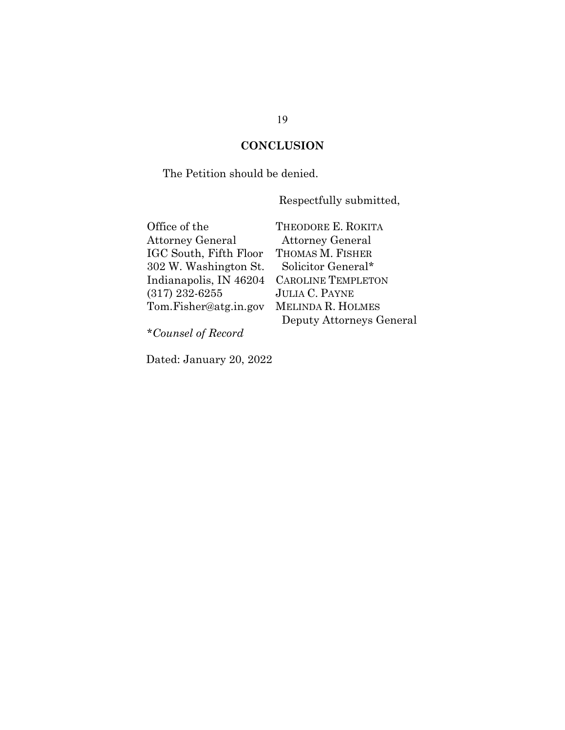## CONCLUSION

The Petition should be denied.

Respectfully submitted,

| | |
|---|---|
| Office of the Attorney General | THEODORE E. ROKITA |
| IGC South, Fifth Floor | Attorney General |
| 302 W. Washington St. | THOMAS M. FISHER |
| Indianapolis, IN 46204 | Solicitor General* |
| (317) 232-6255 | CAROLINE TEMPLETON |
| Tom.Fisher@atg.in.gov | JULIA C. PAYNE |
| | MELINDA R. HOLMES |
| | Deputy Attorneys General |

**Counsel of Record*

Dated: January 20, 2022